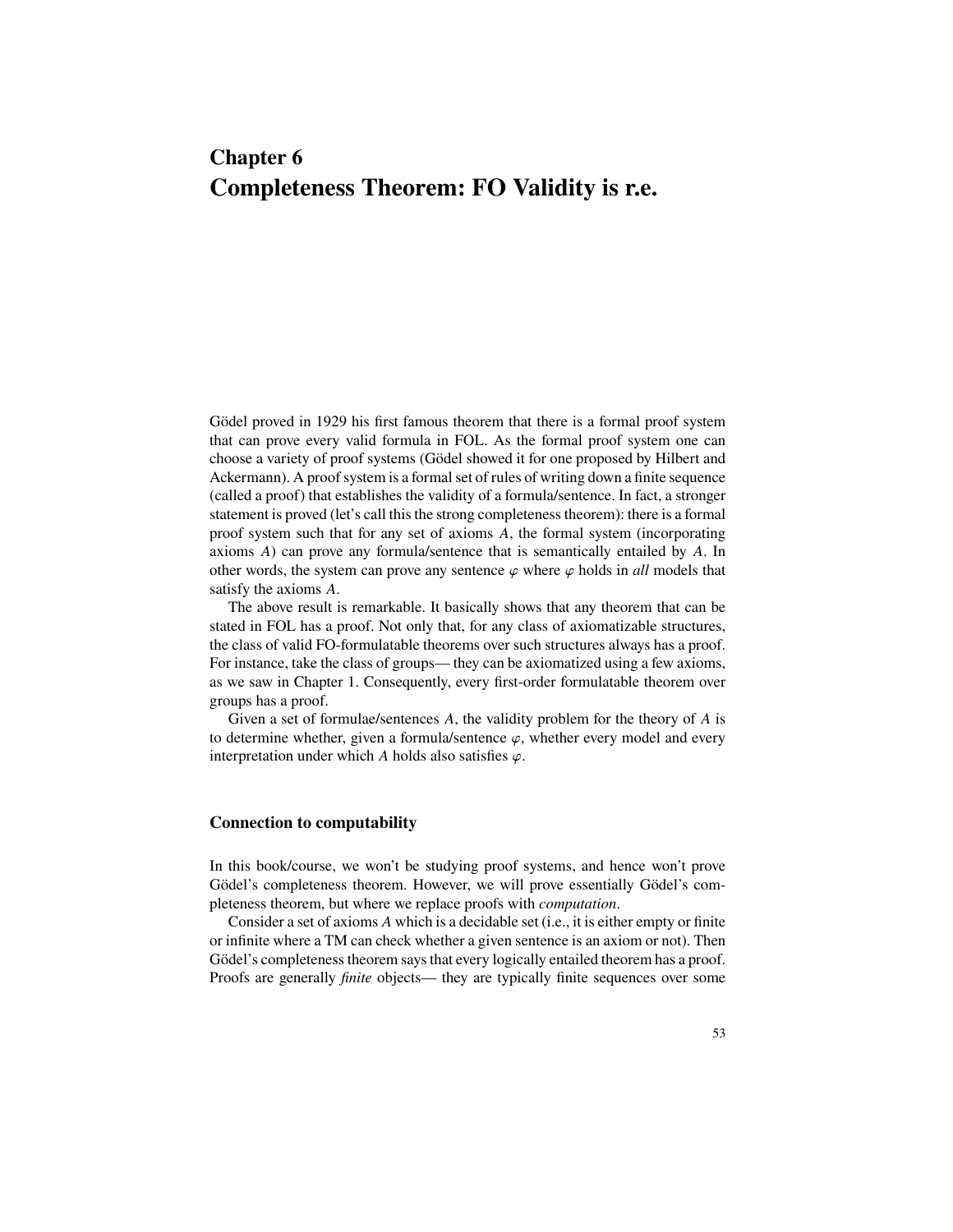# Chapter 6
# Completeness Theorem: FO Validity is r.e.

Gödel proved in 1929 his first famous theorem that there is a formal proof system that can prove every valid formula in FOL. As the formal proof system one can choose a variety of proof systems (Gödel showed it for one proposed by Hilbert and Ackermann). A proof system is a formal set of rules of writing down a finite sequence (called a proof) that establishes the validity of a formula/sentence. In fact, a stronger statement is proved (let's call this the strong completeness theorem): there is a formal proof system such that for any set of axioms $A$, the formal system (incorporating axioms $A$) can prove any formula/sentence that is semantically entailed by $A$. In other words, the system can prove any sentence $\varphi$ where $\varphi$ holds in *all* models that satisfy the axioms $A$.

The above result is remarkable. It basically shows that any theorem that can be stated in FOL has a proof. Not only that, for any class of axiomatizable structures, the class of valid FO-formulatable theorems over such structures always has a proof. For instance, take the class of groups— they can be axiomatized using a few axioms, as we saw in Chapter 1. Consequently, every first-order formulatable theorem over groups has a proof.

Given a set of formulae/sentences $A$, the validity problem for the theory of $A$ is to determine whether, given a formula/sentence $\varphi$, whether every model and every interpretation under which $A$ holds also satisfies $\varphi$.

### Connection to computability

In this book/course, we won't be studying proof systems, and hence won't prove Gödel's completeness theorem. However, we will prove essentially Gödel's completeness theorem, but where we replace proofs with *computation*.

Consider a set of axioms $A$ which is a decidable set (i.e., it is either empty or finite or infinite where a TM can check whether a given sentence is an axiom or not). Then Gödel's completeness theorem says that every logically entailed theorem has a proof. Proofs are generally *finite* objects— they are typically finite sequences over some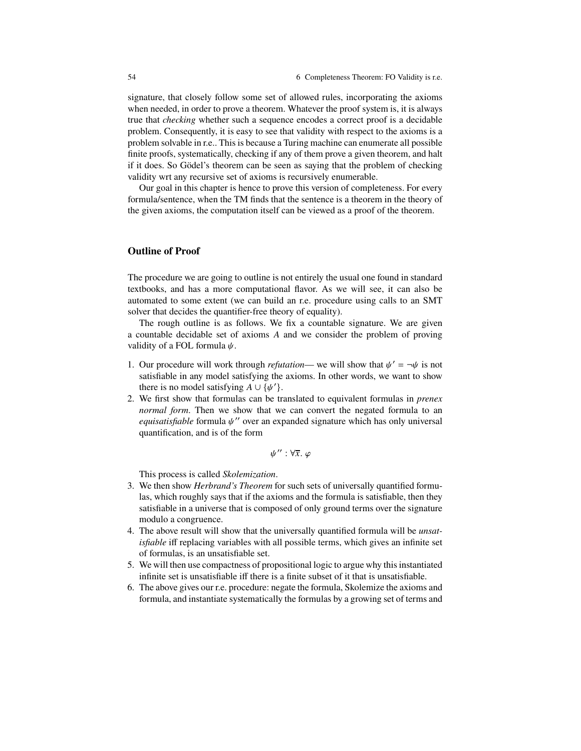signature, that closely follow some set of allowed rules, incorporating the axioms when needed, in order to prove a theorem. Whatever the proof system is, it is always true that *checking* whether such a sequence encodes a correct proof is a decidable problem. Consequently, it is easy to see that validity with respect to the axioms is a problem solvable in r.e.. This is because a Turing machine can enumerate all possible finite proofs, systematically, checking if any of them prove a given theorem, and halt if it does. So Gödel's theorem can be seen as saying that the problem of checking validity wrt any recursive set of axioms is recursively enumerable.

Our goal in this chapter is hence to prove this version of completeness. For every formula/sentence, when the TM finds that the sentence is a theorem in the theory of the given axioms, the computation itself can be viewed as a proof of the theorem.

## Outline of Proof

The procedure we are going to outline is not entirely the usual one found in standard textbooks, and has a more computational flavor. As we will see, it can also be automated to some extent (we can build an r.e. procedure using calls to an SMT solver that decides the quantifier-free theory of equality).

The rough outline is as follows. We fix a countable signature. We are given a countable decidable set of axioms $A$ and we consider the problem of proving validity of a FOL formula $\psi$.

1. Our procedure will work through *refutation*— we will show that $\psi' = \neg\psi$ is not satisfiable in any model satisfying the axioms. In other words, we want to show there is no model satisfying $A \cup \{\psi'\}$.
2. We first show that formulas can be translated to equivalent formulas in *prenex normal form*. Then we show that we can convert the negated formula to an *equisatisfiable* formula $\psi''$ over an expanded signature which has only universal quantification, and is of the form

$$\psi'' : \forall \overline{x}.\ \varphi$$

   This process is called *Skolemization*.
3. We then show *Herbrand's Theorem* for such sets of universally quantified formulas, which roughly says that if the axioms and the formula is satisfiable, then they satisfiable in a universe that is composed of only ground terms over the signature modulo a congruence.
4. The above result will show that the universally quantified formula will be *unsatisfiable* iff replacing variables with all possible terms, which gives an infinite set of formulas, is an unsatisfiable set.
5. We will then use compactness of propositional logic to argue why this instantiated infinite set is unsatisfiable iff there is a finite subset of it that is unsatisfiable.
6. The above gives our r.e. procedure: negate the formula, Skolemize the axioms and formula, and instantiate systematically the formulas by a growing set of terms and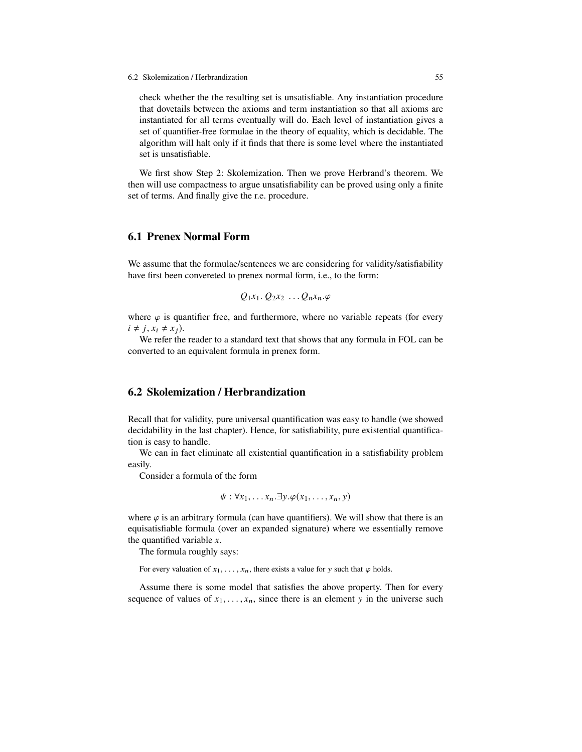check whether the the resulting set is unsatisfiable. Any instantiation procedure that dovetails between the axioms and term instantiation so that all axioms are instantiated for all terms eventually will do. Each level of instantiation gives a set of quantifier-free formulae in the theory of equality, which is decidable. The algorithm will halt only if it finds that there is some level where the instantiated set is unsatisfiable.

We first show Step 2: Skolemization. Then we prove Herbrand's theorem. We then will use compactness to argue unsatisfiability can be proved using only a finite set of terms. And finally give the r.e. procedure.

## 6.1 Prenex Normal Form

We assume that the formulae/sentences we are considering for validity/satisfiability have first been convereted to prenex normal form, i.e., to the form:

$$Q_1 x_1.\ Q_2 x_2\ \ldots Q_n x_n.\varphi$$

where $\varphi$ is quantifier free, and furthermore, where no variable repeats (for every $i \neq j$, $x_i \neq x_j$).

We refer the reader to a standard text that shows that any formula in FOL can be converted to an equivalent formula in prenex form.

## 6.2 Skolemization / Herbrandization

Recall that for validity, pure universal quantification was easy to handle (we showed decidability in the last chapter). Hence, for satisfiability, pure existential quantification is easy to handle.

We can in fact eliminate all existential quantification in a satisfiability problem easily.

Consider a formula of the form

$$\psi : \forall x_1, \ldots x_n.\exists y.\varphi(x_1, \ldots, x_n, y)$$

where $\varphi$ is an arbitrary formula (can have quantifiers). We will show that there is an equisatisfiable formula (over an expanded signature) where we essentially remove the quantified variable $x$.

The formula roughly says:

For every valuation of $x_1, \ldots, x_n$, there exists a value for $y$ such that $\varphi$ holds.

Assume there is some model that satisfies the above property. Then for every sequence of values of $x_1, \ldots, x_n$, since there is an element $y$ in the universe such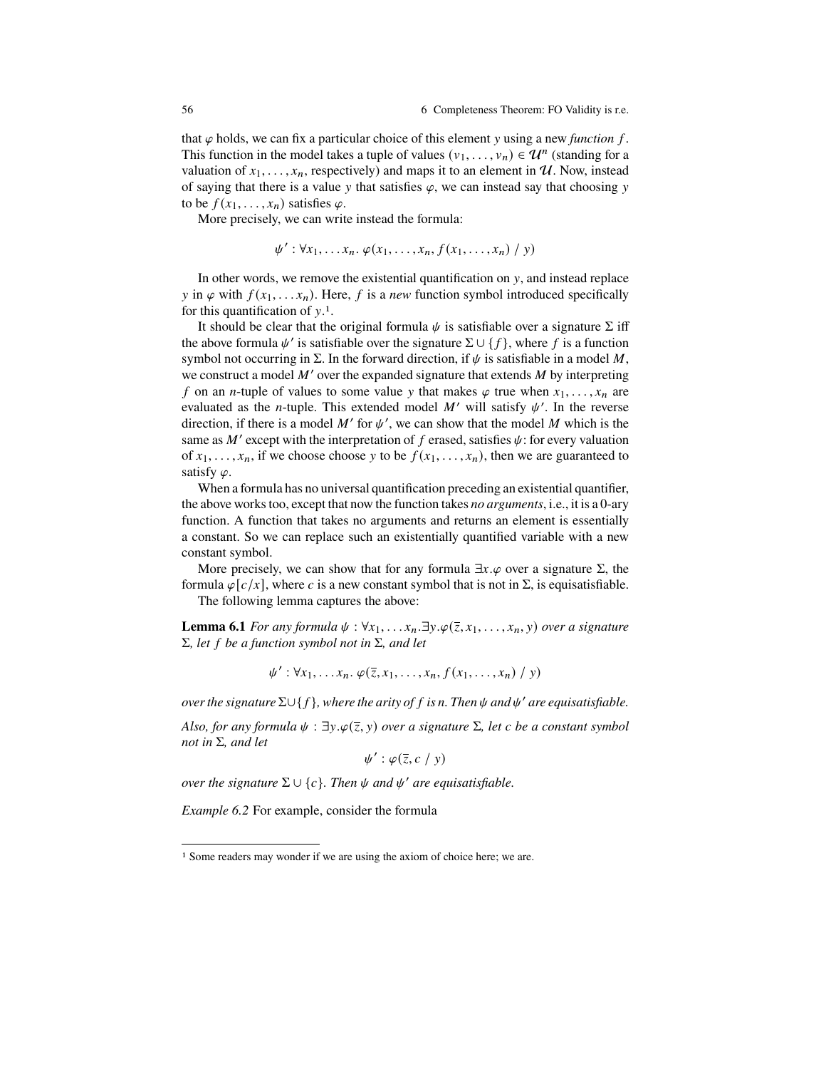that $\varphi$ holds, we can fix a particular choice of this element $y$ using a new *function* $f$. This function in the model takes a tuple of values $(v_1, \ldots, v_n) \in \mathcal{U}^n$ (standing for a valuation of $x_1, \ldots, x_n$, respectively) and maps it to an element in $\mathcal{U}$. Now, instead of saying that there is a value $y$ that satisfies $\varphi$, we can instead say that choosing $y$ to be $f(x_1, \ldots, x_n)$ satisfies $\varphi$.

More precisely, we can write instead the formula:

$$\psi' : \forall x_1, \ldots x_n.\ \varphi(x_1, \ldots, x_n, f(x_1, \ldots, x_n) \ / \ y)$$

In other words, we remove the existential quantification on $y$, and instead replace $y$ in $\varphi$ with $f(x_1, \ldots x_n)$. Here, $f$ is a *new* function symbol introduced specifically for this quantification of $y$.[1].

It should be clear that the original formula $\psi$ is satisfiable over a signature $\Sigma$ iff the above formula $\psi'$ is satisfiable over the signature $\Sigma \cup \{f\}$, where $f$ is a function symbol not occurring in $\Sigma$. In the forward direction, if $\psi$ is satisfiable in a model $M$, we construct a model $M'$ over the expanded signature that extends $M$ by interpreting $f$ on an $n$-tuple of values to some value $y$ that makes $\varphi$ true when $x_1, \ldots, x_n$ are evaluated as the $n$-tuple. This extended model $M'$ will satisfy $\psi'$. In the reverse direction, if there is a model $M'$ for $\psi'$, we can show that the model $M$ which is the same as $M'$ except with the interpretation of $f$ erased, satisfies $\psi$: for every valuation of $x_1, \ldots, x_n$, if we choose choose $y$ to be $f(x_1, \ldots, x_n)$, then we are guaranteed to satisfy $\varphi$.

When a formula has no universal quantification preceding an existential quantifier, the above works too, except that now the function takes *no arguments*, i.e., it is a 0-ary function. A function that takes no arguments and returns an element is essentially a constant. So we can replace such an existentially quantified variable with a new constant symbol.

More precisely, we can show that for any formula $\exists x.\varphi$ over a signature $\Sigma$, the formula $\varphi[c/x]$, where $c$ is a new constant symbol that is not in $\Sigma$, is equisatisfiable.

The following lemma captures the above:

**Lemma 6.1** *For any formula $\psi : \forall x_1, \ldots x_n.\exists y.\varphi(\overline{z}, x_1, \ldots, x_n, y)$ over a signature $\Sigma$, let $f$ be a function symbol not in $\Sigma$, and let*

$$\psi' : \forall x_1, \ldots x_n.\ \varphi(\overline{z}, x_1, \ldots, x_n, f(x_1, \ldots, x_n) \ / \ y)$$

*over the signature $\Sigma \cup \{f\}$, where the arity of $f$ is $n$. Then $\psi$ and $\psi'$ are equisatisfiable.*

*Also, for any formula $\psi : \exists y.\varphi(\overline{z}, y)$ over a signature $\Sigma$, let $c$ be a constant symbol not in $\Sigma$, and let*

$$\psi' : \varphi(\overline{z}, c \ / \ y)$$

*over the signature $\Sigma \cup \{c\}$. Then $\psi$ and $\psi'$ are equisatisfiable.*

*Example 6.2* For example, consider the formula

[1] Some readers may wonder if we are using the axiom of choice here; we are.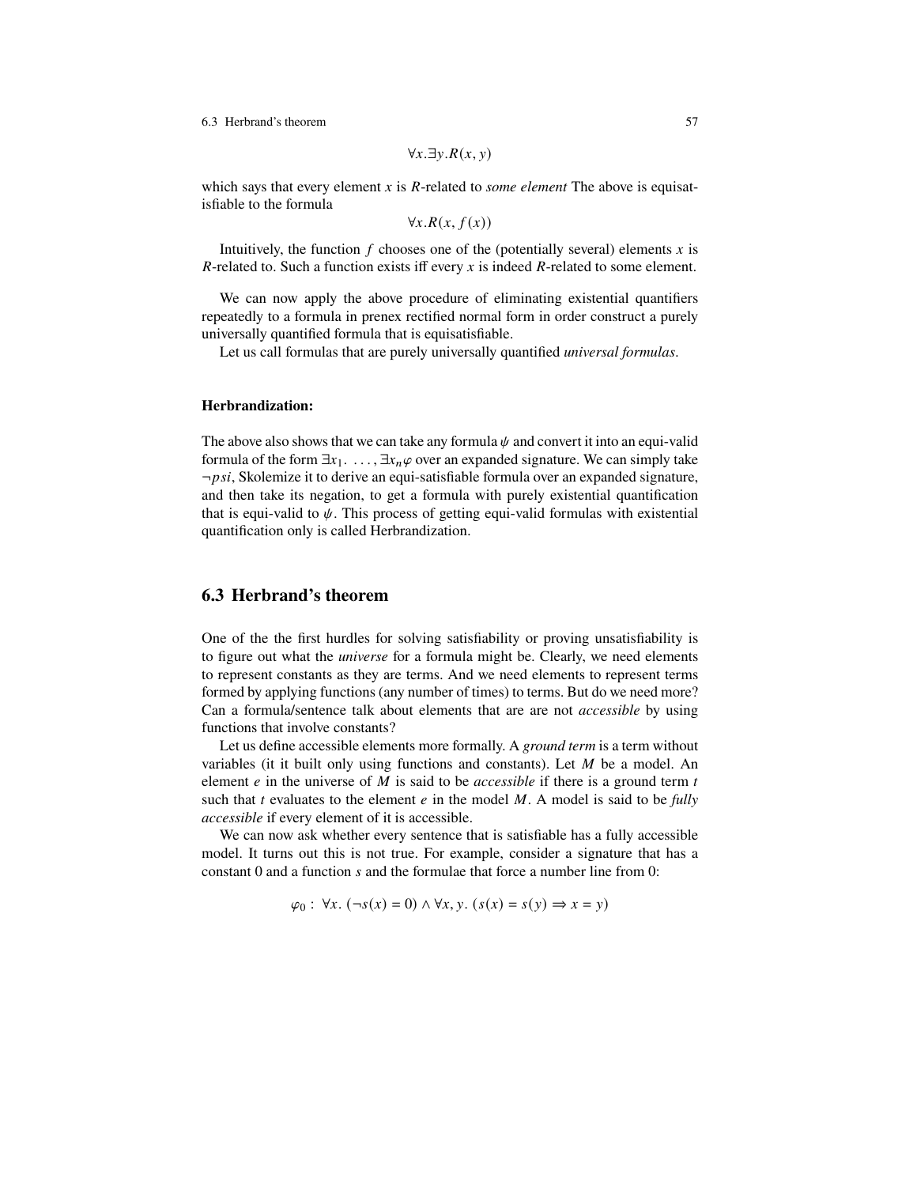$$\forall x.\exists y.R(x, y)$$

which says that every element $x$ is $R$-related to *some element* The above is equisatisfiable to the formula

$$\forall x.R(x, f(x))$$

Intuitively, the function $f$ chooses one of the (potentially several) elements $x$ is $R$-related to. Such a function exists iff every $x$ is indeed $R$-related to some element.

We can now apply the above procedure of eliminating existential quantifiers repeatedly to a formula in prenex rectified normal form in order construct a purely universally quantified formula that is equisatisfiable.

Let us call formulas that are purely universally quantified *universal formulas*.

**Herbrandization:**

The above also shows that we can take any formula $\psi$ and convert it into an equi-valid formula of the form $\exists x_1. \ldots, \exists x_n \varphi$ over an expanded signature. We can simply take $\neg psi$, Skolemize it to derive an equi-satisfiable formula over an expanded signature, and then take its negation, to get a formula with purely existential quantification that is equi-valid to $\psi$. This process of getting equi-valid formulas with existential quantification only is called Herbrandization.

## 6.3 Herbrand's theorem

One of the the first hurdles for solving satisfiability or proving unsatisfiability is to figure out what the *universe* for a formula might be. Clearly, we need elements to represent constants as they are terms. And we need elements to represent terms formed by applying functions (any number of times) to terms. But do we need more? Can a formula/sentence talk about elements that are are not *accessible* by using functions that involve constants?

Let us define accessible elements more formally. A *ground term* is a term without variables (it it built only using functions and constants). Let $M$ be a model. An element $e$ in the universe of $M$ is said to be *accessible* if there is a ground term $t$ such that $t$ evaluates to the element $e$ in the model $M$. A model is said to be *fully accessible* if every element of it is accessible.

We can now ask whether every sentence that is satisfiable has a fully accessible model. It turns out this is not true. For example, consider a signature that has a constant 0 and a function $s$ and the formulae that force a number line from 0:

$$\varphi_0 : \ \forall x.\ (\neg s(x) = 0) \wedge \forall x, y.\ (s(x) = s(y) \Rightarrow x = y)$$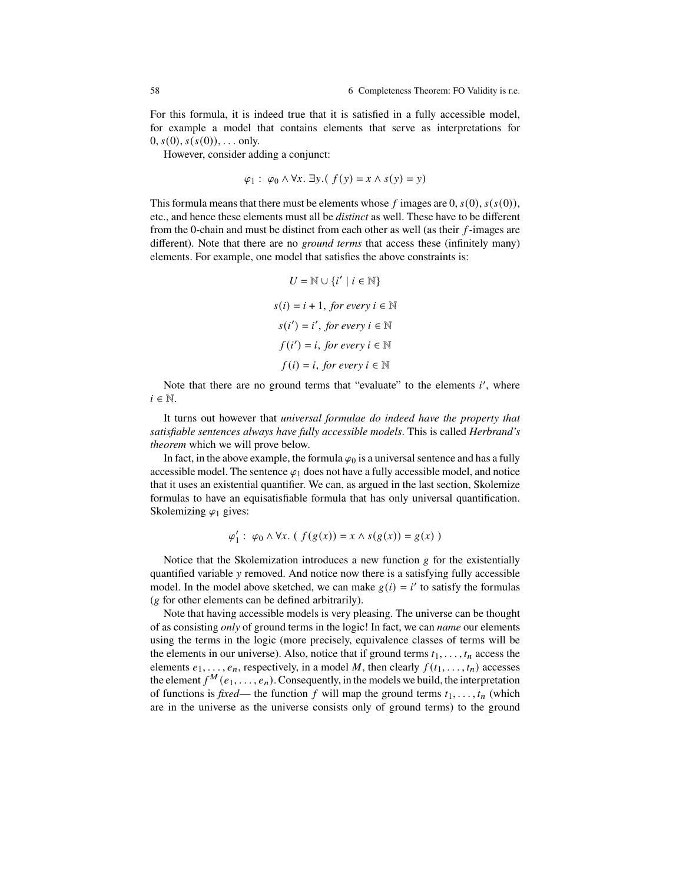For this formula, it is indeed true that it is satisfied in a fully accessible model, for example a model that contains elements that serve as interpretations for $0, s(0), s(s(0)), \ldots$ only.

However, consider adding a conjunct:

$$\varphi_1 : \varphi_0 \wedge \forall x. \, \exists y. ( f(y) = x \wedge s(y) = y)$$

This formula means that there must be elements whose $f$ images are $0, s(0), s(s(0))$, etc., and hence these elements must all be *distinct* as well. These have to be different from the 0-chain and must be distinct from each other as well (as their $f$-images are different). Note that there are no *ground terms* that access these (infinitely many) elements. For example, one model that satisfies the above constraints is:

$$U = \mathbb{N} \cup \{i' \mid i \in \mathbb{N}\}$$

$$s(i) = i + 1, \textit{ for every } i \in \mathbb{N}$$

$$s(i') = i', \textit{ for every } i \in \mathbb{N}$$

$$f(i') = i, \textit{ for every } i \in \mathbb{N}$$

$$f(i) = i, \textit{ for every } i \in \mathbb{N}$$

Note that there are no ground terms that "evaluate" to the elements $i'$, where $i \in \mathbb{N}$.

It turns out however that *universal formulae do indeed have the property that satisfiable sentences always have fully accessible models*. This is called *Herbrand's theorem* which we will prove below.

In fact, in the above example, the formula $\varphi_0$ is a universal sentence and has a fully accessible model. The sentence $\varphi_1$ does not have a fully accessible model, and notice that it uses an existential quantifier. We can, as argued in the last section, Skolemize formulas to have an equisatisfiable formula that has only universal quantification. Skolemizing $\varphi_1$ gives:

$$\varphi_1' : \varphi_0 \wedge \forall x. \, ( f(g(x)) = x \wedge s(g(x)) = g(x) )$$

Notice that the Skolemization introduces a new function $g$ for the existentially quantified variable $y$ removed. And notice now there is a satisfying fully accessible model. In the model above sketched, we can make $g(i) = i'$ to satisfy the formulas ($g$ for other elements can be defined arbitrarily).

Note that having accessible models is very pleasing. The universe can be thought of as consisting *only* of ground terms in the logic! In fact, we can *name* our elements using the terms in the logic (more precisely, equivalence classes of terms will be the elements in our universe). Also, notice that if ground terms $t_1, \ldots, t_n$ access the elements $e_1, \ldots, e_n$, respectively, in a model $M$, then clearly $f(t_1, \ldots, t_n)$ accesses the element $f^M(e_1, \ldots, e_n)$. Consequently, in the models we build, the interpretation of functions is *fixed*— the function $f$ will map the ground terms $t_1, \ldots, t_n$ (which are in the universe as the universe consists only of ground terms) to the ground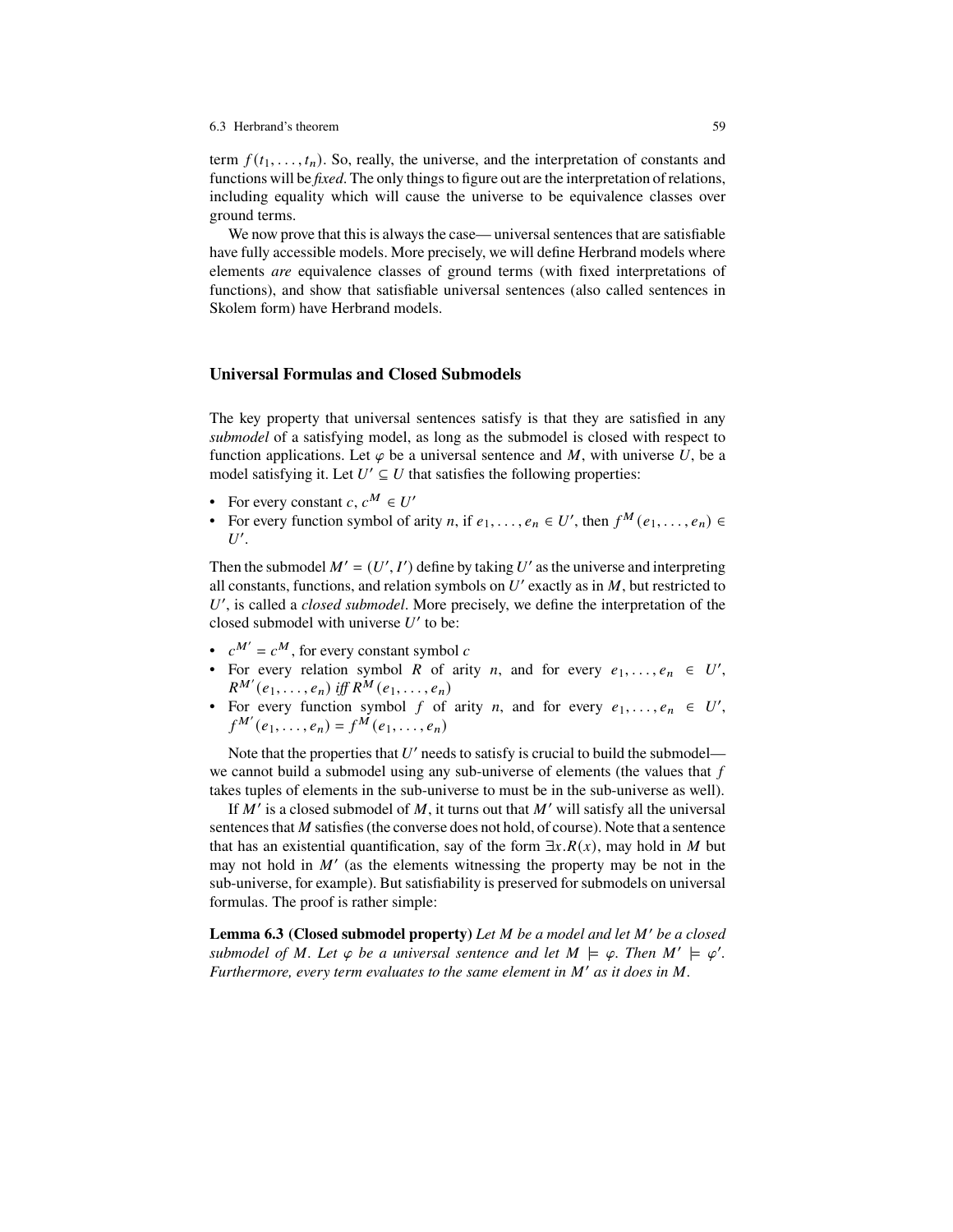term $f(t_1, \ldots, t_n)$. So, really, the universe, and the interpretation of constants and functions will be *fixed*. The only things to figure out are the interpretation of relations, including equality which will cause the universe to be equivalence classes over ground terms.

We now prove that this is always the case— universal sentences that are satisfiable have fully accessible models. More precisely, we will define Herbrand models where elements *are* equivalence classes of ground terms (with fixed interpretations of functions), and show that satisfiable universal sentences (also called sentences in Skolem form) have Herbrand models.

### Universal Formulas and Closed Submodels

The key property that universal sentences satisfy is that they are satisfied in any *submodel* of a satisfying model, as long as the submodel is closed with respect to function applications. Let $\varphi$ be a universal sentence and $M$, with universe $U$, be a model satisfying it. Let $U' \subseteq U$ that satisfies the following properties:

- For every constant $c$, $c^M \in U'$
- For every function symbol of arity $n$, if $e_1, \ldots, e_n \in U'$, then $f^M(e_1, \ldots, e_n) \in U'$.

Then the submodel $M' = (U', I')$ define by taking $U'$ as the universe and interpreting all constants, functions, and relation symbols on $U'$ exactly as in $M$, but restricted to $U'$, is called a *closed submodel*. More precisely, we define the interpretation of the closed submodel with universe $U'$ to be:

- $c^{M'} = c^M$, for every constant symbol $c$
- For every relation symbol $R$ of arity $n$, and for every $e_1, \ldots, e_n \in U'$, $R^{M'}(e_1, \ldots, e_n)$ *iff* $R^M(e_1, \ldots, e_n)$
- For every function symbol $f$ of arity $n$, and for every $e_1, \ldots, e_n \in U'$, $f^{M'}(e_1, \ldots, e_n) = f^M(e_1, \ldots, e_n)$

Note that the properties that $U'$ needs to satisfy is crucial to build the submodel— we cannot build a submodel using any sub-universe of elements (the values that $f$ takes tuples of elements in the sub-universe to must be in the sub-universe as well).

If $M'$ is a closed submodel of $M$, it turns out that $M'$ will satisfy all the universal sentences that $M$ satisfies (the converse does not hold, of course). Note that a sentence that has an existential quantification, say of the form $\exists x.R(x)$, may hold in $M$ but may not hold in $M'$ (as the elements witnessing the property may be not in the sub-universe, for example). But satisfiability is preserved for submodels on universal formulas. The proof is rather simple:

**Lemma 6.3 (Closed submodel property)** *Let $M$ be a model and let $M'$ be a closed submodel of $M$. Let $\varphi$ be a universal sentence and let $M \models \varphi$. Then $M' \models \varphi'$. Furthermore, every term evaluates to the same element in $M'$ as it does in $M$.*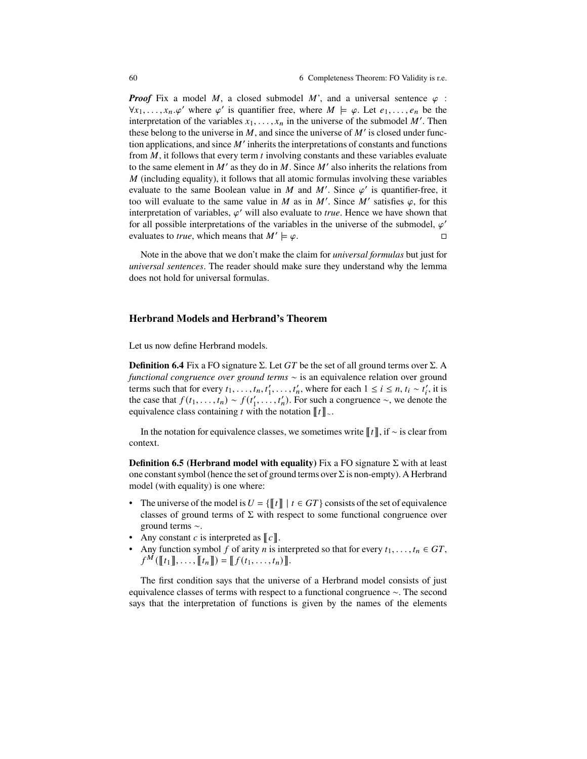***Proof*** Fix a model $M$, a closed submodel $M$', and a universal sentence $\varphi$ : $\forall x_1, \ldots, x_n.\varphi'$ where $\varphi'$ is quantifier free, where $M \models \varphi$. Let $e_1, \ldots, e_n$ be the interpretation of the variables $x_1, \ldots, x_n$ in the universe of the submodel $M'$. Then these belong to the universe in $M$, and since the universe of $M'$ is closed under function applications, and since $M'$ inherits the interpretations of constants and functions from $M$, it follows that every term $t$ involving constants and these variables evaluate to the same element in $M'$ as they do in $M$. Since $M'$ also inherits the relations from $M$ (including equality), it follows that all atomic formulas involving these variables evaluate to the same Boolean value in $M$ and $M'$. Since $\varphi'$ is quantifier-free, it too will evaluate to the same value in $M$ as in $M'$. Since $M'$ satisfies $\varphi$, for this interpretation of variables, $\varphi'$ will also evaluate to *true*. Hence we have shown that for all possible interpretations of the variables in the universe of the submodel, $\varphi'$ evaluates to *true*, which means that $M' \models \varphi$. $\square$

Note in the above that we don't make the claim for *universal formulas* but just for *universal sentences*. The reader should make sure they understand why the lemma does not hold for universal formulas.

## Herbrand Models and Herbrand's Theorem

Let us now define Herbrand models.

**Definition 6.4** Fix a FO signature $\Sigma$. Let $GT$ be the set of all ground terms over $\Sigma$. A *functional congruence over ground terms* $\sim$ is an equivalence relation over ground terms such that for every $t_1, \ldots, t_n, t'_1, \ldots, t'_n$, where for each $1 \le i \le n$, $t_i \sim t'_i$, it is the case that $f(t_1, \ldots, t_n) \sim f(t'_1, \ldots, t'_n)$. For such a congruence $\sim$, we denote the equivalence class containing $t$ with the notation $[\![t]\!]_\sim$.

In the notation for equivalence classes, we sometimes write $[\![t]\!]$, if $\sim$ is clear from context.

**Definition 6.5 (Herbrand model with equality)** Fix a FO signature $\Sigma$ with at least one constant symbol (hence the set of ground terms over $\Sigma$ is non-empty). A Herbrand model (with equality) is one where:

- The universe of the model is $U = \{[\![t]\!] \mid t \in GT\}$ consists of the set of equivalence classes of ground terms of $\Sigma$ with respect to some functional congruence over ground terms $\sim$.
- Any constant $c$ is interpreted as $[\![c]\!]$.
- Any function symbol $f$ of arity $n$ is interpreted so that for every $t_1, \ldots, t_n \in GT$, $f^M([\![t_1]\!], \ldots, [\![t_n]\!]) = [\![f(t_1, \ldots, t_n)]\!]$.

The first condition says that the universe of a Herbrand model consists of just equivalence classes of terms with respect to a functional congruence $\sim$. The second says that the interpretation of functions is given by the names of the elements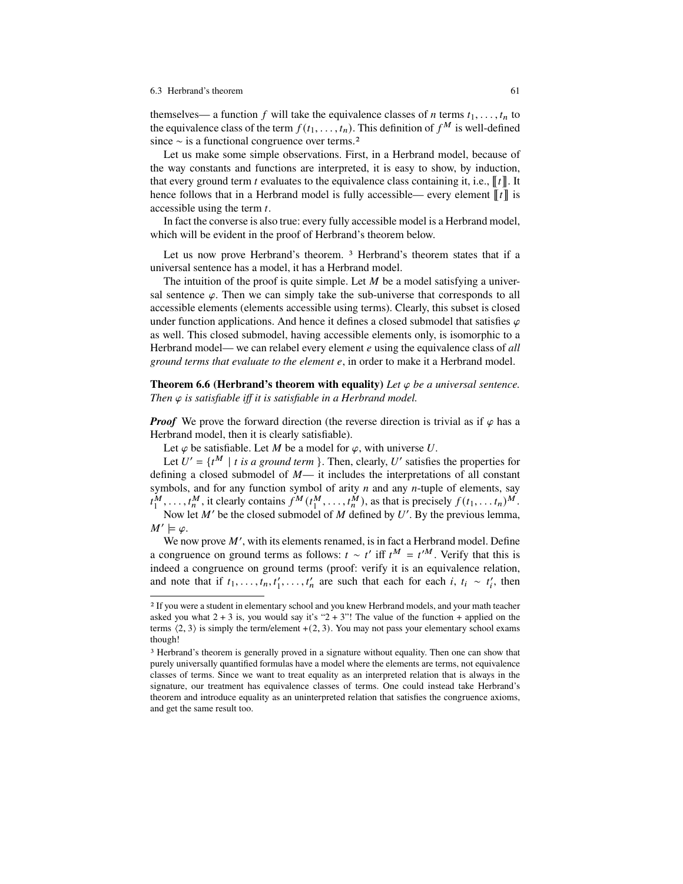themselves— a function $f$ will take the equivalence classes of $n$ terms $t_1, \ldots, t_n$ to the equivalence class of the term $f(t_1, \ldots, t_n)$. This definition of $f^M$ is well-defined since $\sim$ is a functional congruence over terms.[2]

Let us make some simple observations. First, in a Herbrand model, because of the way constants and functions are interpreted, it is easy to show, by induction, that every ground term $t$ evaluates to the equivalence class containing it, i.e., $[\![t]\!]$. It hence follows that in a Herbrand model is fully accessible— every element $[\![t]\!]$ is accessible using the term $t$.

In fact the converse is also true: every fully accessible model is a Herbrand model, which will be evident in the proof of Herbrand's theorem below.

Let us now prove Herbrand's theorem. [3] Herbrand's theorem states that if a universal sentence has a model, it has a Herbrand model.

The intuition of the proof is quite simple. Let $M$ be a model satisfying a universal sentence $\varphi$. Then we can simply take the sub-universe that corresponds to all accessible elements (elements accessible using terms). Clearly, this subset is closed under function applications. And hence it defines a closed submodel that satisfies $\varphi$ as well. This closed submodel, having accessible elements only, is isomorphic to a Herbrand model— we can relabel every element $e$ using the equivalence class of *all ground terms that evaluate to the element* $e$, in order to make it a Herbrand model.

**Theorem 6.6 (Herbrand's theorem with equality)** *Let $\varphi$ be a universal sentence. Then $\varphi$ is satisfiable iff it is satisfiable in a Herbrand model.*

***Proof*** We prove the forward direction (the reverse direction is trivial as if $\varphi$ has a Herbrand model, then it is clearly satisfiable).

Let $\varphi$ be satisfiable. Let $M$ be a model for $\varphi$, with universe $U$.

Let $U' = \{t^M \mid t \text{ is a ground term}\}$. Then, clearly, $U'$ satisfies the properties for defining a closed submodel of $M$— it includes the interpretations of all constant symbols, and for any function symbol of arity $n$ and any $n$-tuple of elements, say $t_1^M, \ldots, t_n^M$, it clearly contains $f^M(t_1^M, \ldots, t_n^M)$, as that is precisely $f(t_1, \ldots t_n)^M$.

Now let $M'$ be the closed submodel of $M$ defined by $U'$. By the previous lemma, $M' \models \varphi$.

We now prove $M'$, with its elements renamed, is in fact a Herbrand model. Define a congruence on ground terms as follows: $t \sim t'$ iff $t^M = t'^M$. Verify that this is indeed a congruence on ground terms (proof: verify it is an equivalence relation, and note that if $t_1, \ldots, t_n, t'_1, \ldots, t'_n$ are such that each for each $i$, $t_i \sim t'_i$, then

---

[2] If you were a student in elementary school and you knew Herbrand models, and your math teacher asked you what $2 + 3$ is, you would say it's "$2 + 3$"! The value of the function $+$ applied on the terms $\langle 2, 3 \rangle$ is simply the term/element $+(2, 3)$. You may not pass your elementary school exams though!

[3] Herbrand's theorem is generally proved in a signature without equality. Then one can show that purely universally quantified formulas have a model where the elements are terms, not equivalence classes of terms. Since we want to treat equality as an interpreted relation that is always in the signature, our treatment has equivalence classes of terms. One could instead take Herbrand's theorem and introduce equality as an uninterpreted relation that satisfies the congruence axioms, and get the same result too.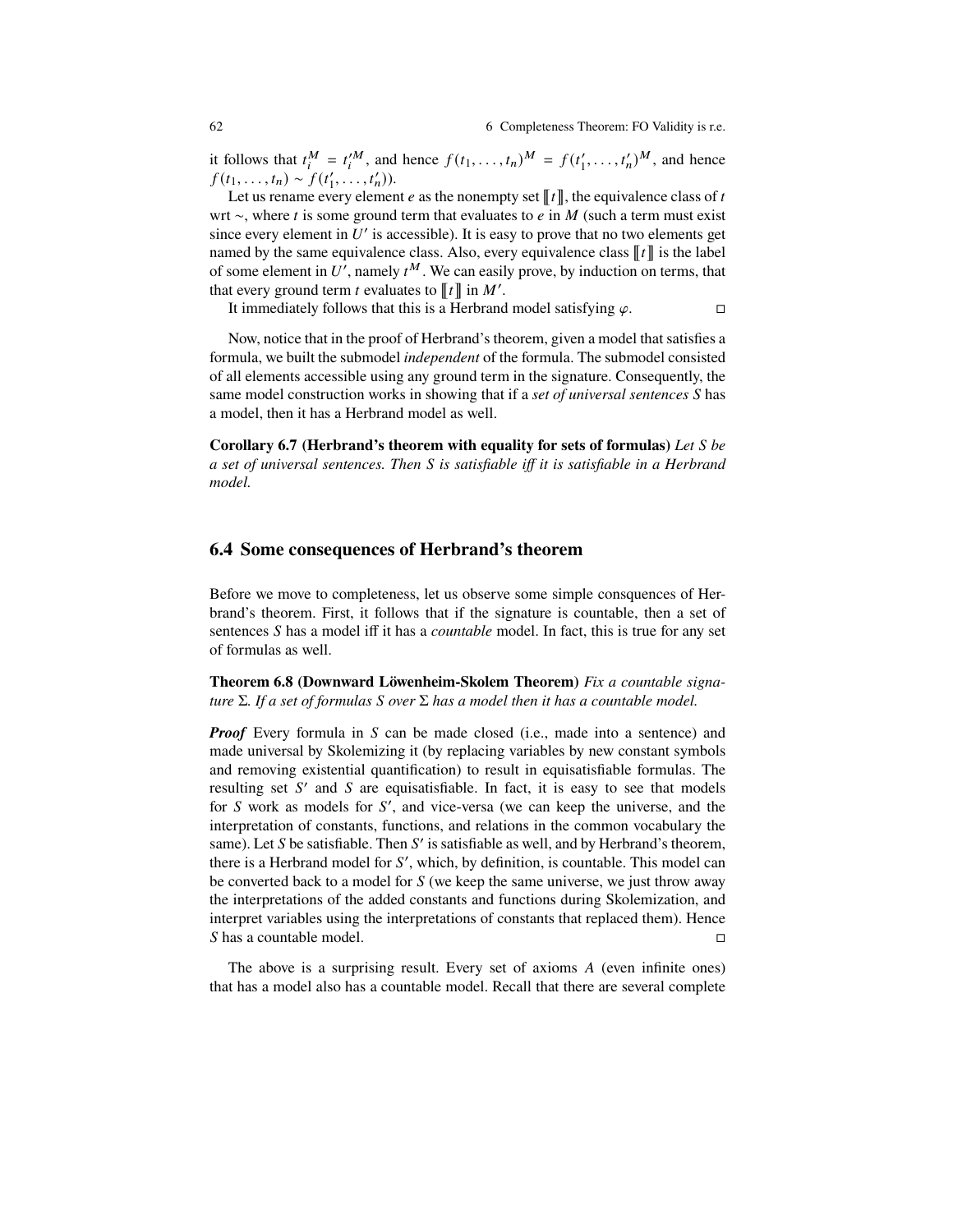it follows that $t_i^M = t_i'^M$, and hence $f(t_1, \ldots, t_n)^M = f(t_1', \ldots, t_n')^M$, and hence $f(t_1, \ldots, t_n) \sim f(t_1', \ldots, t_n')$).

Let us rename every element $e$ as the nonempty set $[\![t]\!]$, the equivalence class of $t$ wrt $\sim$, where $t$ is some ground term that evaluates to $e$ in $M$ (such a term must exist since every element in $U'$ is accessible). It is easy to prove that no two elements get named by the same equivalence class. Also, every equivalence class $[\![t]\!]$ is the label of some element in $U'$, namely $t^M$. We can easily prove, by induction on terms, that that every ground term $t$ evaluates to $[\![t]\!]$ in $M'$.

It immediately follows that this is a Herbrand model satisfying $\varphi$. □

Now, notice that in the proof of Herbrand's theorem, given a model that satisfies a formula, we built the submodel *independent* of the formula. The submodel consisted of all elements accessible using any ground term in the signature. Consequently, the same model construction works in showing that if a *set of universal sentences S* has a model, then it has a Herbrand model as well.

**Corollary 6.7 (Herbrand's theorem with equality for sets of formulas)** *Let S be a set of universal sentences. Then S is satisfiable iff it is satisfiable in a Herbrand model.*

## 6.4 Some consequences of Herbrand's theorem

Before we move to completeness, let us observe some simple consquences of Herbrand's theorem. First, it follows that if the signature is countable, then a set of sentences $S$ has a model iff it has a *countable* model. In fact, this is true for any set of formulas as well.

**Theorem 6.8 (Downward Löwenheim-Skolem Theorem)** *Fix a countable signature $\Sigma$. If a set of formulas S over $\Sigma$ has a model then it has a countable model.*

***Proof*** Every formula in $S$ can be made closed (i.e., made into a sentence) and made universal by Skolemizing it (by replacing variables by new constant symbols and removing existential quantification) to result in equisatisfiable formulas. The resulting set $S'$ and $S$ are equisatisfiable. In fact, it is easy to see that models for $S$ work as models for $S'$, and vice-versa (we can keep the universe, and the interpretation of constants, functions, and relations in the common vocabulary the same). Let $S$ be satisfiable. Then $S'$ is satisfiable as well, and by Herbrand's theorem, there is a Herbrand model for $S'$, which, by definition, is countable. This model can be converted back to a model for $S$ (we keep the same universe, we just throw away the interpretations of the added constants and functions during Skolemization, and interpret variables using the interpretations of constants that replaced them). Hence $S$ has a countable model. □

The above is a surprising result. Every set of axioms $A$ (even infinite ones) that has a model also has a countable model. Recall that there are several complete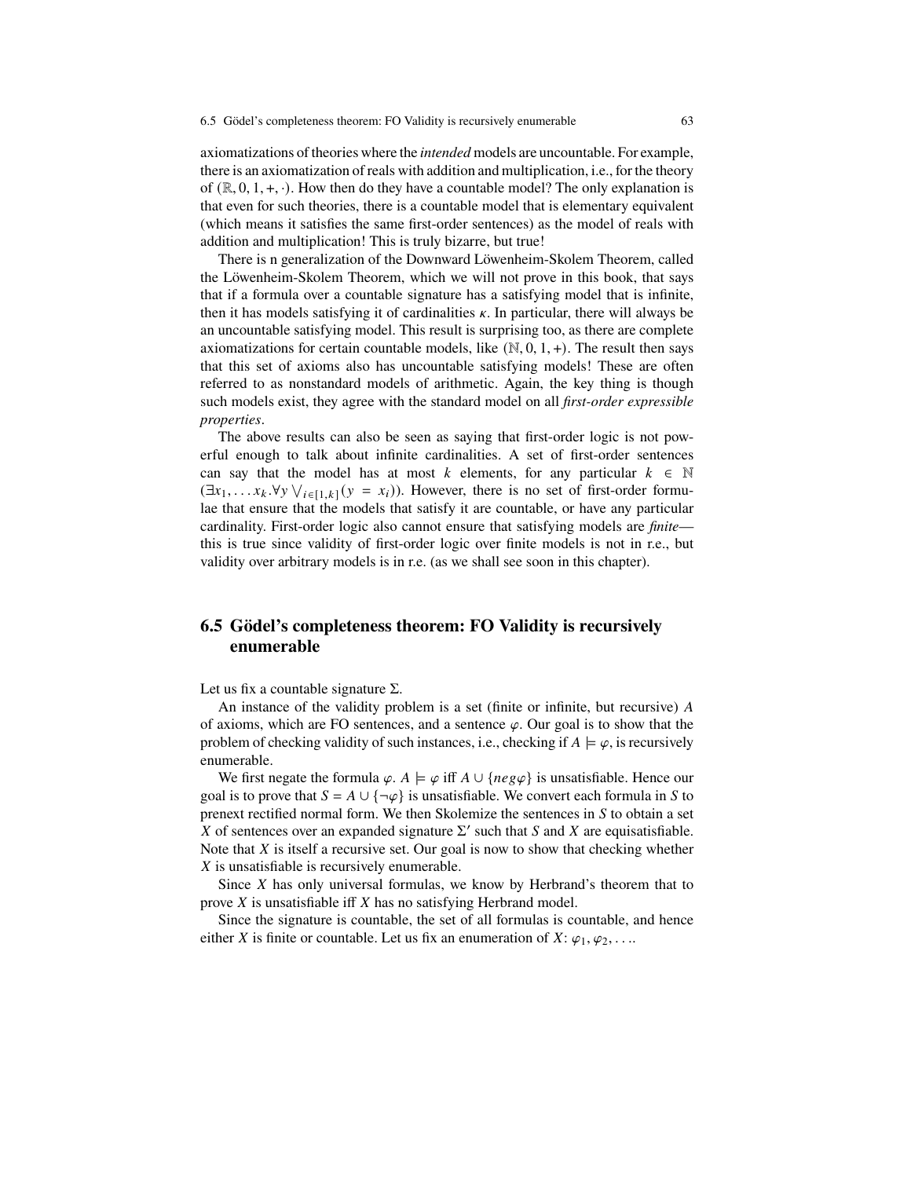axiomatizations of theories where the *intended* models are uncountable. For example, there is an axiomatization of reals with addition and multiplication, i.e., for the theory of $(\mathbb{R}, 0, 1, +, \cdot)$. How then do they have a countable model? The only explanation is that even for such theories, there is a countable model that is elementary equivalent (which means it satisfies the same first-order sentences) as the model of reals with addition and multiplication! This is truly bizarre, but true!

There is n generalization of the Downward Löwenheim-Skolem Theorem, called the Löwenheim-Skolem Theorem, which we will not prove in this book, that says that if a formula over a countable signature has a satisfying model that is infinite, then it has models satisfying it of cardinalities $\kappa$. In particular, there will always be an uncountable satisfying model. This result is surprising too, as there are complete axiomatizations for certain countable models, like $(\mathbb{N}, 0, 1, +)$. The result then says that this set of axioms also has uncountable satisfying models! These are often referred to as nonstandard models of arithmetic. Again, the key thing is though such models exist, they agree with the standard model on all *first-order expressible properties*.

The above results can also be seen as saying that first-order logic is not powerful enough to talk about infinite cardinalities. A set of first-order sentences can say that the model has at most $k$ elements, for any particular $k \in \mathbb{N}$ $(\exists x_1, \ldots x_k. \forall y \bigvee_{i \in [1,k]} (y = x_i))$. However, there is no set of first-order formulae that ensure that the models that satisfy it are countable, or have any particular cardinality. First-order logic also cannot ensure that satisfying models are *finite*—this is true since validity of first-order logic over finite models is not in r.e., but validity over arbitrary models is in r.e. (as we shall see soon in this chapter).

## 6.5 Gödel's completeness theorem: FO Validity is recursively enumerable

Let us fix a countable signature $\Sigma$.

An instance of the validity problem is a set (finite or infinite, but recursive) $A$ of axioms, which are FO sentences, and a sentence $\varphi$. Our goal is to show that the problem of checking validity of such instances, i.e., checking if $A \models \varphi$, is recursively enumerable.

We first negate the formula $\varphi$. $A \models \varphi$ iff $A \cup \{neg\varphi\}$ is unsatisfiable. Hence our goal is to prove that $S = A \cup \{\neg\varphi\}$ is unsatisfiable. We convert each formula in $S$ to prenext rectified normal form. We then Skolemize the sentences in $S$ to obtain a set $X$ of sentences over an expanded signature $\Sigma'$ such that $S$ and $X$ are equisatisfiable. Note that $X$ is itself a recursive set. Our goal is now to show that checking whether $X$ is unsatisfiable is recursively enumerable.

Since $X$ has only universal formulas, we know by Herbrand's theorem that to prove $X$ is unsatisfiable iff $X$ has no satisfying Herbrand model.

Since the signature is countable, the set of all formulas is countable, and hence either $X$ is finite or countable. Let us fix an enumeration of $X$: $\varphi_1, \varphi_2, \ldots$.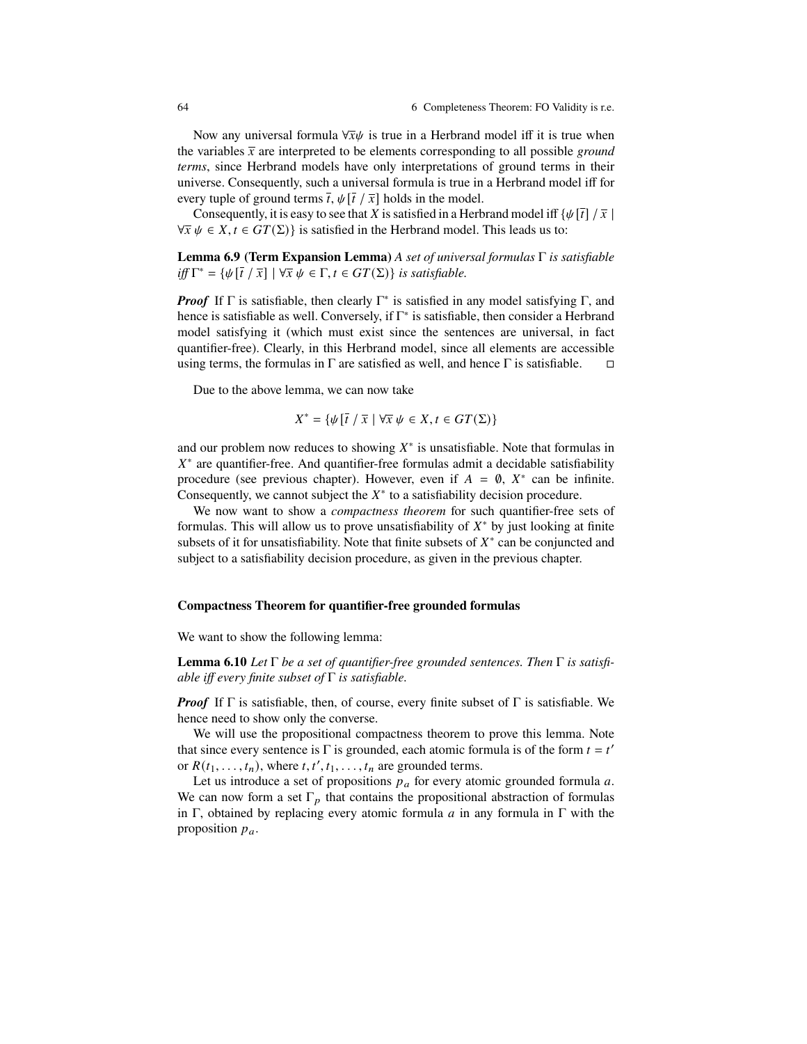Now any universal formula $\forall \overline{x} \psi$ is true in a Herbrand model iff it is true when the variables $\overline{x}$ are interpreted to be elements corresponding to all possible *ground terms*, since Herbrand models have only interpretations of ground terms in their universe. Consequently, such a universal formula is true in a Herbrand model iff for every tuple of ground terms $\overline{t}$, $\psi[\overline{t} \mathbin{/} \overline{x}]$ holds in the model.

Consequently, it is easy to see that $X$ is satisfied in a Herbrand model iff $\{\psi[\overline{t}] \mathbin{/} \overline{x} \mid \forall \overline{x}\, \psi \in X, t \in GT(\Sigma)\}$ is satisfied in the Herbrand model. This leads us to:

**Lemma 6.9 (Term Expansion Lemma)** *A set of universal formulas* $\Gamma$ *is satisfiable iff* $\Gamma^* = \{\psi[\overline{t} \mathbin{/} \overline{x}] \mid \forall \overline{x}\, \psi \in \Gamma, t \in GT(\Sigma)\}$ *is satisfiable.*

***Proof*** If $\Gamma$ is satisfiable, then clearly $\Gamma^*$ is satisfied in any model satisfying $\Gamma$, and hence is satisfiable as well. Conversely, if $\Gamma^*$ is satisfiable, then consider a Herbrand model satisfying it (which must exist since the sentences are universal, in fact quantifier-free). Clearly, in this Herbrand model, since all elements are accessible using terms, the formulas in $\Gamma$ are satisfied as well, and hence $\Gamma$ is satisfiable. □

Due to the above lemma, we can now take

$$X^* = \{\psi[\overline{t} \mathbin{/} \overline{x} \mid \forall \overline{x}\, \psi \in X, t \in GT(\Sigma)\}$$

and our problem now reduces to showing $X^*$ is unsatisfiable. Note that formulas in $X^*$ are quantifier-free. And quantifier-free formulas admit a decidable satisfiability procedure (see previous chapter). However, even if $A = \emptyset$, $X^*$ can be infinite. Consequently, we cannot subject the $X^*$ to a satisfiability decision procedure.

We now want to show a *compactness theorem* for such quantifier-free sets of formulas. This will allow us to prove unsatisfiability of $X^*$ by just looking at finite subsets of it for unsatisfiability. Note that finite subsets of $X^*$ can be conjuncted and subject to a satisfiability decision procedure, as given in the previous chapter.

#### Compactness Theorem for quantifier-free grounded formulas

We want to show the following lemma:

**Lemma 6.10** *Let* $\Gamma$ *be a set of quantifier-free grounded sentences. Then* $\Gamma$ *is satisfiable iff every finite subset of* $\Gamma$ *is satisfiable.*

***Proof*** If $\Gamma$ is satisfiable, then, of course, every finite subset of $\Gamma$ is satisfiable. We hence need to show only the converse.

We will use the propositional compactness theorem to prove this lemma. Note that since every sentence is $\Gamma$ is grounded, each atomic formula is of the form $t = t'$ or $R(t_1, \ldots, t_n)$, where $t, t', t_1, \ldots, t_n$ are grounded terms.

Let us introduce a set of propositions $p_a$ for every atomic grounded formula $a$. We can now form a set $\Gamma_p$ that contains the propositional abstraction of formulas in $\Gamma$, obtained by replacing every atomic formula $a$ in any formula in $\Gamma$ with the proposition $p_a$.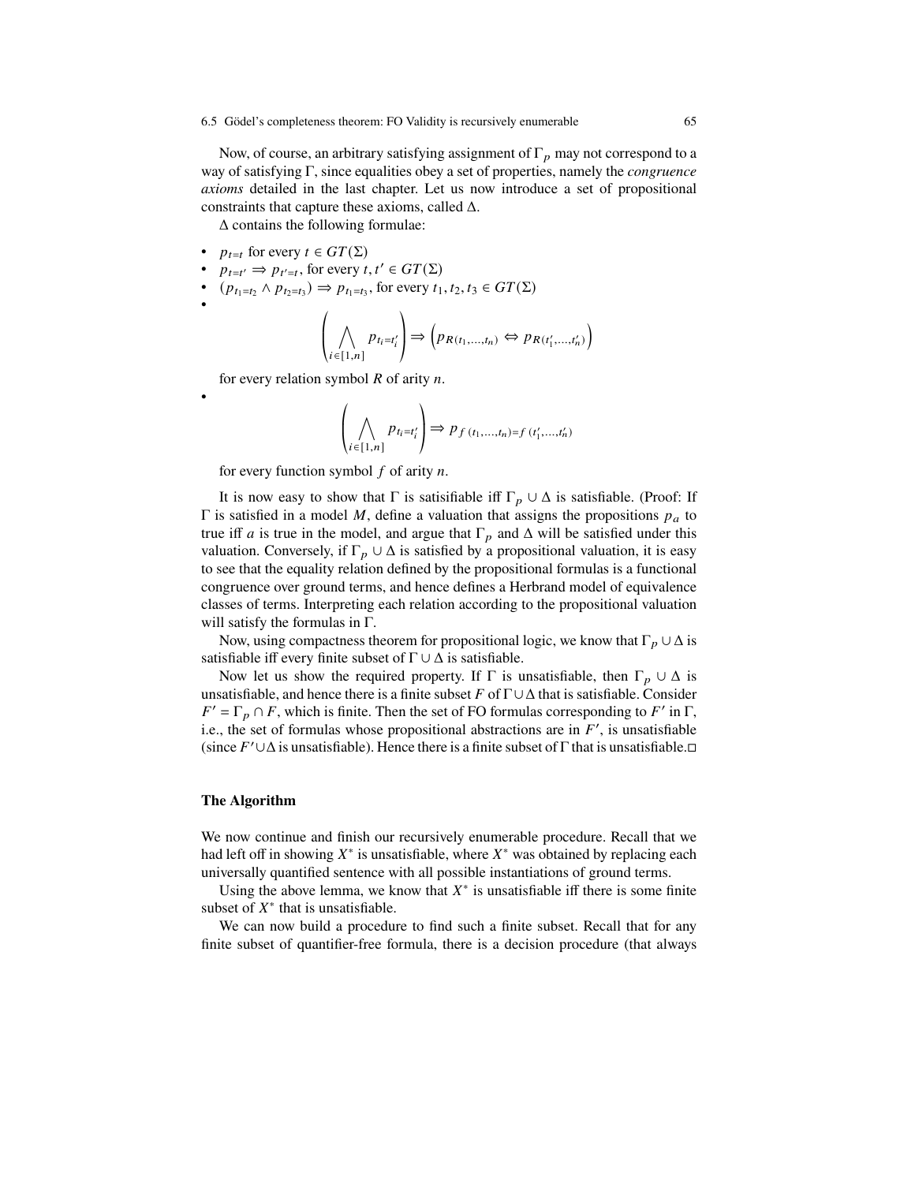Now, of course, an arbitrary satisfying assignment of $\Gamma_p$ may not correspond to a way of satisfying $\Gamma$, since equalities obey a set of properties, namely the *congruence axioms* detailed in the last chapter. Let us now introduce a set of propositional constraints that capture these axioms, called $\Delta$.

$\Delta$ contains the following formulae:

- $p_{t=t}$ for every $t \in GT(\Sigma)$
- $p_{t=t'} \Rightarrow p_{t'=t}$, for every $t, t' \in GT(\Sigma)$
- $(p_{t_1=t_2} \wedge p_{t_2=t_3}) \Rightarrow p_{t_1=t_3}$, for every $t_1, t_2, t_3 \in GT(\Sigma)$
- $$\left( \bigwedge_{i \in [1,n]} p_{t_i=t'_i} \right) \Rightarrow \left( p_{R(t_1,\ldots,t_n)} \Leftrightarrow p_{R(t'_1,\ldots,t'_n)} \right)$$

  for every relation symbol $R$ of arity $n$.
- $$\left( \bigwedge_{i \in [1,n]} p_{t_i=t'_i} \right) \Rightarrow p_{f(t_1,\ldots,t_n)=f(t'_1,\ldots,t'_n)}$$

  for every function symbol $f$ of arity $n$.

It is now easy to show that $\Gamma$ is satisifiable iff $\Gamma_p \cup \Delta$ is satisfiable. (Proof: If $\Gamma$ is satisfied in a model $M$, define a valuation that assigns the propositions $p_a$ to true iff $a$ is true in the model, and argue that $\Gamma_p$ and $\Delta$ will be satisfied under this valuation. Conversely, if $\Gamma_p \cup \Delta$ is satisfied by a propositional valuation, it is easy to see that the equality relation defined by the propositional formulas is a functional congruence over ground terms, and hence defines a Herbrand model of equivalence classes of terms. Interpreting each relation according to the propositional valuation will satisfy the formulas in $\Gamma$.

Now, using compactness theorem for propositional logic, we know that $\Gamma_p \cup \Delta$ is satisfiable iff every finite subset of $\Gamma \cup \Delta$ is satisfiable.

Now let us show the required property. If $\Gamma$ is unsatisfiable, then $\Gamma_p \cup \Delta$ is unsatisfiable, and hence there is a finite subset $F$ of $\Gamma \cup \Delta$ that is satisfiable. Consider $F' = \Gamma_p \cap F$, which is finite. Then the set of FO formulas corresponding to $F'$ in $\Gamma$, i.e., the set of formulas whose propositional abstractions are in $F'$, is unsatisfiable (since $F' \cup \Delta$ is unsatisfiable). Hence there is a finite subset of $\Gamma$ that is unsatisfiable.□

### The Algorithm

We now continue and finish our recursively enumerable procedure. Recall that we had left off in showing $X^*$ is unsatisfiable, where $X^*$ was obtained by replacing each universally quantified sentence with all possible instantiations of ground terms.

Using the above lemma, we know that $X^*$ is unsatisfiable iff there is some finite subset of $X^*$ that is unsatisfiable.

We can now build a procedure to find such a finite subset. Recall that for any finite subset of quantifier-free formula, there is a decision procedure (that always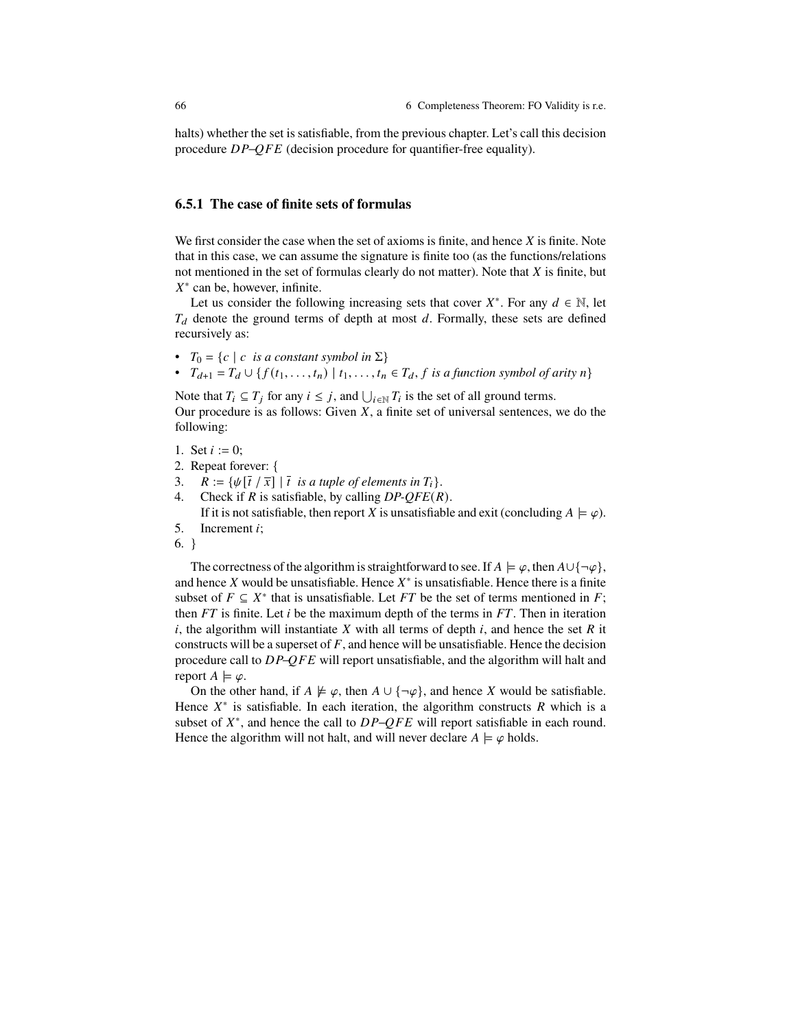halts) whether the set is satisfiable, from the previous chapter. Let's call this decision procedure $DP\text{–}QFE$ (decision procedure for quantifier-free equality).

### 6.5.1 The case of finite sets of formulas

We first consider the case when the set of axioms is finite, and hence $X$ is finite. Note that in this case, we can assume the signature is finite too (as the functions/relations not mentioned in the set of formulas clearly do not matter). Note that $X$ is finite, but $X^*$ can be, however, infinite.

Let us consider the following increasing sets that cover $X^*$. For any $d \in \mathbb{N}$, let $T_d$ denote the ground terms of depth at most $d$. Formally, these sets are defined recursively as:

- $T_0 = \{c \mid c \text{ is a constant symbol in } \Sigma\}$
- $T_{d+1} = T_d \cup \{f(t_1, \ldots, t_n) \mid t_1, \ldots, t_n \in T_d, f \text{ is a function symbol of arity } n\}$

Note that $T_i \subseteq T_j$ for any $i \leq j$, and $\bigcup_{i \in \mathbb{N}} T_i$ is the set of all ground terms.
Our procedure is as follows: Given $X$, a finite set of universal sentences, we do the following:

1. Set $i := 0$;
2. Repeat forever: {
3. $R := \{\psi[\bar{t} \,/\, \bar{x}] \mid \bar{t} \text{ is a tuple of elements in } T_i\}$.
4. Check if $R$ is satisfiable, by calling $DP\text{-}QFE(R)$.
   If it is not satisfiable, then report $X$ is unsatisfiable and exit (concluding $A \models \varphi$).
5. Increment $i$;
6. }

The correctness of the algorithm is straightforward to see. If $A \models \varphi$, then $A \cup \{\neg\varphi\}$, and hence $X$ would be unsatisfiable. Hence $X^*$ is unsatisfiable. Hence there is a finite subset of $F \subseteq X^*$ that is unsatisfiable. Let $FT$ be the set of terms mentioned in $F$; then $FT$ is finite. Let $i$ be the maximum depth of the terms in $FT$. Then in iteration $i$, the algorithm will instantiate $X$ with all terms of depth $i$, and hence the set $R$ it constructs will be a superset of $F$, and hence will be unsatisfiable. Hence the decision procedure call to $DP\text{–}QFE$ will report unsatisfiable, and the algorithm will halt and report $A \models \varphi$.

On the other hand, if $A \not\models \varphi$, then $A \cup \{\neg\varphi\}$, and hence $X$ would be satisfiable. Hence $X^*$ is satisfiable. In each iteration, the algorithm constructs $R$ which is a subset of $X^*$, and hence the call to $DP\text{–}QFE$ will report satisfiable in each round. Hence the algorithm will not halt, and will never declare $A \models \varphi$ holds.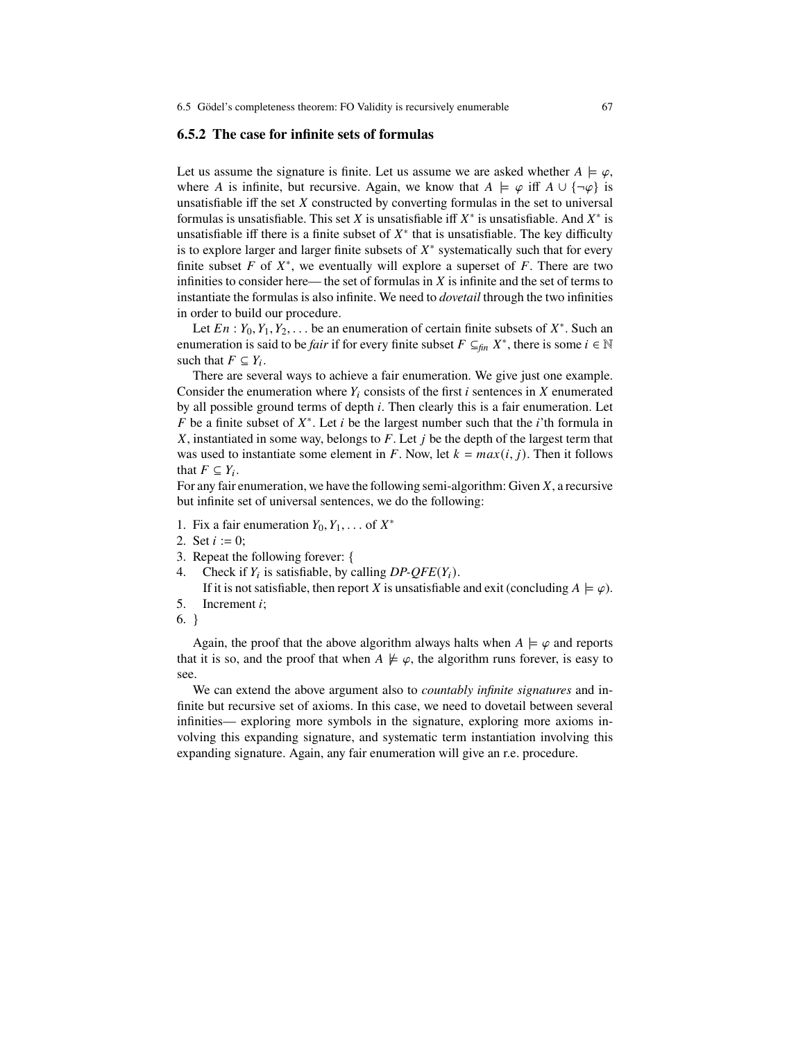### 6.5.2 The case for infinite sets of formulas

Let us assume the signature is finite. Let us assume we are asked whether $A \models \varphi$, where $A$ is infinite, but recursive. Again, we know that $A \models \varphi$ iff $A \cup \{\neg\varphi\}$ is unsatisfiable iff the set $X$ constructed by converting formulas in the set to universal formulas is unsatisfiable. This set $X$ is unsatisfiable iff $X^*$ is unsatisfiable. And $X^*$ is unsatisfiable iff there is a finite subset of $X^*$ that is unsatisfiable. The key difficulty is to explore larger and larger finite subsets of $X^*$ systematically such that for every finite subset $F$ of $X^*$, we eventually will explore a superset of $F$. There are two infinities to consider here— the set of formulas in $X$ is infinite and the set of terms to instantiate the formulas is also infinite. We need to *dovetail* through the two infinities in order to build our procedure.

Let $En : Y_0, Y_1, Y_2, \ldots$ be an enumeration of certain finite subsets of $X^*$. Such an enumeration is said to be *fair* if for every finite subset $F \subseteq_{fin} X^*$, there is some $i \in \mathbb{N}$ such that $F \subseteq Y_i$.

There are several ways to achieve a fair enumeration. We give just one example. Consider the enumeration where $Y_i$ consists of the first $i$ sentences in $X$ enumerated by all possible ground terms of depth $i$. Then clearly this is a fair enumeration. Let $F$ be a finite subset of $X^*$. Let $i$ be the largest number such that the $i$'th formula in $X$, instantiated in some way, belongs to $F$. Let $j$ be the depth of the largest term that was used to instantiate some element in $F$. Now, let $k = max(i, j)$. Then it follows that $F \subseteq Y_i$.

For any fair enumeration, we have the following semi-algorithm: Given $X$, a recursive but infinite set of universal sentences, we do the following:

1. Fix a fair enumeration $Y_0, Y_1, \ldots$ of $X^*$
2. Set $i := 0$;
3. Repeat the following forever: {
4. Check if $Y_i$ is satisfiable, by calling *DP-QFE*($Y_i$).
   If it is not satisfiable, then report $X$ is unsatisfiable and exit (concluding $A \models \varphi$).
5. Increment $i$;
6. }

Again, the proof that the above algorithm always halts when $A \models \varphi$ and reports that it is so, and the proof that when $A \not\models \varphi$, the algorithm runs forever, is easy to see.

We can extend the above argument also to *countably infinite signatures* and infinite but recursive set of axioms. In this case, we need to dovetail between several infinities— exploring more symbols in the signature, exploring more axioms involving this expanding signature, and systematic term instantiation involving this expanding signature. Again, any fair enumeration will give an r.e. procedure.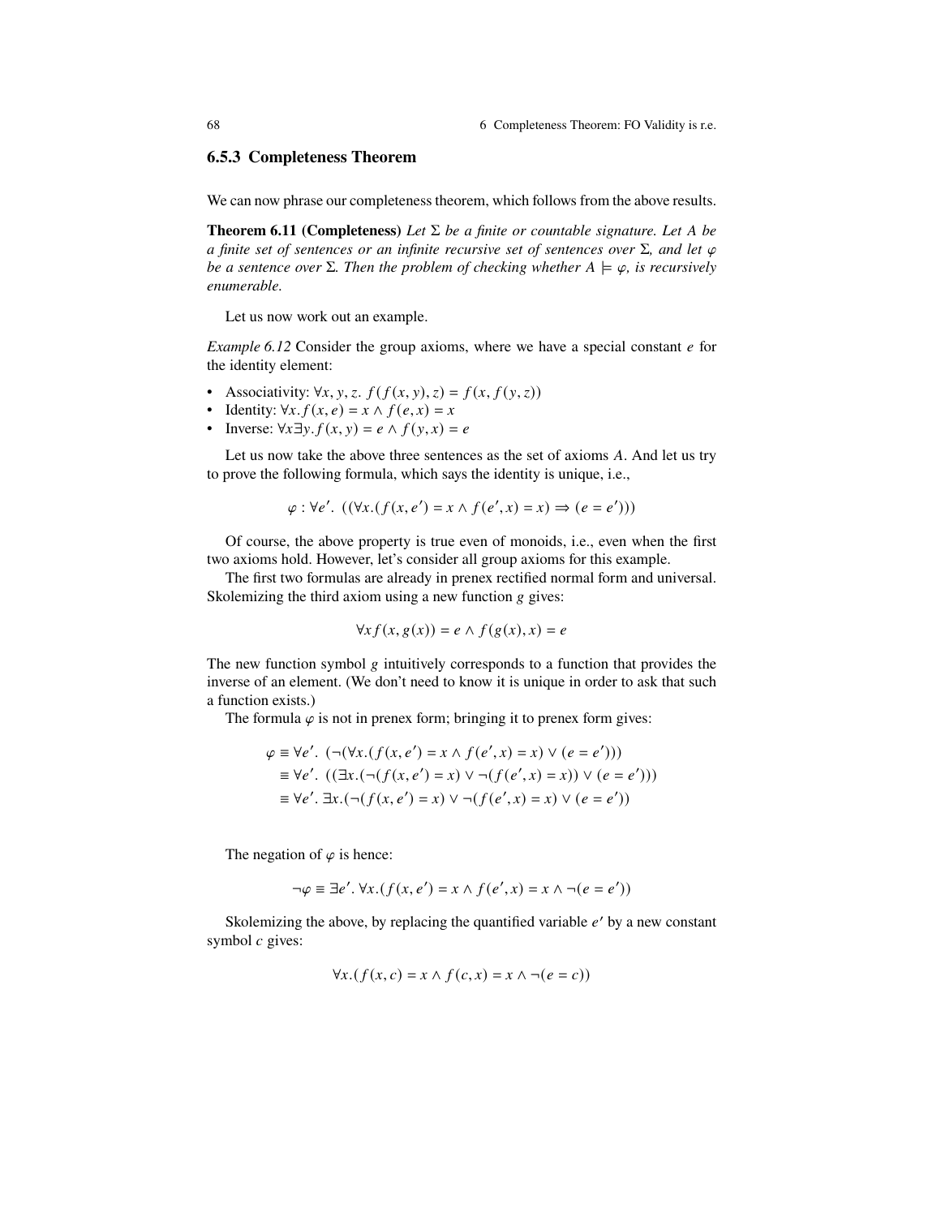### 6.5.3 Completeness Theorem

We can now phrase our completeness theorem, which follows from the above results.

**Theorem 6.11 (Completeness)** *Let $\Sigma$ be a finite or countable signature. Let $A$ be a finite set of sentences or an infinite recursive set of sentences over $\Sigma$, and let $\varphi$ be a sentence over $\Sigma$. Then the problem of checking whether $A \models \varphi$, is recursively enumerable.*

Let us now work out an example.

*Example 6.12* Consider the group axioms, where we have a special constant $e$ for the identity element:

- Associativity: $\forall x, y, z.\ f(f(x, y), z) = f(x, f(y, z))$
- Identity: $\forall x. f(x, e) = x \wedge f(e, x) = x$
- Inverse: $\forall x \exists y. f(x, y) = e \wedge f(y, x) = e$

Let us now take the above three sentences as the set of axioms $A$. And let us try to prove the following formula, which says the identity is unique, i.e.,

$$\varphi : \forall e'.\ ((\forall x.(f(x, e') = x \wedge f(e', x) = x) \Rightarrow (e = e')))$$

Of course, the above property is true even of monoids, i.e., even when the first two axioms hold. However, let's consider all group axioms for this example.

The first two formulas are already in prenex rectified normal form and universal. Skolemizing the third axiom using a new function $g$ gives:

$$\forall x f(x, g(x)) = e \wedge f(g(x), x) = e$$

The new function symbol $g$ intuitively corresponds to a function that provides the inverse of an element. (We don't need to know it is unique in order to ask that such a function exists.)

The formula $\varphi$ is not in prenex form; bringing it to prenex form gives:

$$\begin{aligned}
\varphi &\equiv \forall e'.\ (\neg(\forall x.(f(x, e') = x \wedge f(e', x) = x) \vee (e = e'))) \\
&\equiv \forall e'.\ ((\exists x.(\neg(f(x, e') = x) \vee \neg(f(e', x) = x)) \vee (e = e'))) \\
&\equiv \forall e'.\ \exists x.(\neg(f(x, e') = x) \vee \neg(f(e', x) = x) \vee (e = e'))
\end{aligned}$$

The negation of $\varphi$ is hence:

$$\neg\varphi \equiv \exists e'.\ \forall x.(f(x, e') = x \wedge f(e', x) = x \wedge \neg(e = e'))$$

Skolemizing the above, by replacing the quantified variable $e'$ by a new constant symbol $c$ gives:

$$\forall x.(f(x, c) = x \wedge f(c, x) = x \wedge \neg(e = c))$$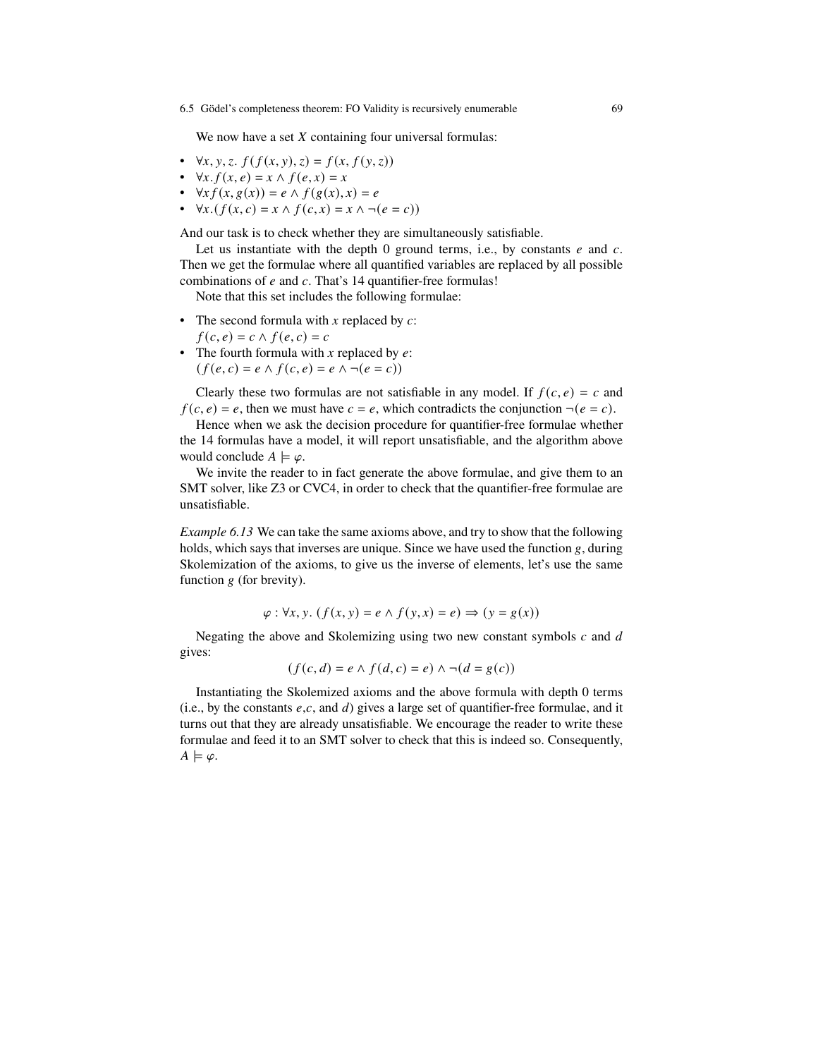We now have a set $X$ containing four universal formulas:

- $\forall x, y, z.\ f(f(x, y), z) = f(x, f(y, z))$
- $\forall x. f(x, e) = x \wedge f(e, x) = x$
- $\forall x f(x, g(x)) = e \wedge f(g(x), x) = e$
- $\forall x. (f(x, c) = x \wedge f(c, x) = x \wedge \neg(e = c))$

And our task is to check whether they are simultaneously satisfiable.

Let us instantiate with the depth 0 ground terms, i.e., by constants $e$ and $c$. Then we get the formulae where all quantified variables are replaced by all possible combinations of $e$ and $c$. That's 14 quantifier-free formulas!

Note that this set includes the following formulae:

- The second formula with $x$ replaced by $c$:
  $f(c, e) = c \wedge f(e, c) = c$
- The fourth formula with $x$ replaced by $e$:
  $(f(e, c) = e \wedge f(c, e) = e \wedge \neg(e = c))$

Clearly these two formulas are not satisfiable in any model. If $f(c, e) = c$ and $f(c, e) = e$, then we must have $c = e$, which contradicts the conjunction $\neg(e = c)$.

Hence when we ask the decision procedure for quantifier-free formulae whether the 14 formulas have a model, it will report unsatisfiable, and the algorithm above would conclude $A \models \varphi$.

We invite the reader to in fact generate the above formulae, and give them to an SMT solver, like Z3 or CVC4, in order to check that the quantifier-free formulae are unsatisfiable.

*Example 6.13* We can take the same axioms above, and try to show that the following holds, which says that inverses are unique. Since we have used the function $g$, during Skolemization of the axioms, to give us the inverse of elements, let's use the same function $g$ (for brevity).

$$\varphi : \forall x, y.\ (f(x, y) = e \wedge f(y, x) = e) \Rightarrow (y = g(x))$$

Negating the above and Skolemizing using two new constant symbols $c$ and $d$ gives:

$$(f(c, d) = e \wedge f(d, c) = e) \wedge \neg(d = g(c))$$

Instantiating the Skolemized axioms and the above formula with depth 0 terms (i.e., by the constants $e$,$c$, and $d$) gives a large set of quantifier-free formulae, and it turns out that they are already unsatisfiable. We encourage the reader to write these formulae and feed it to an SMT solver to check that this is indeed so. Consequently, $A \models \varphi$.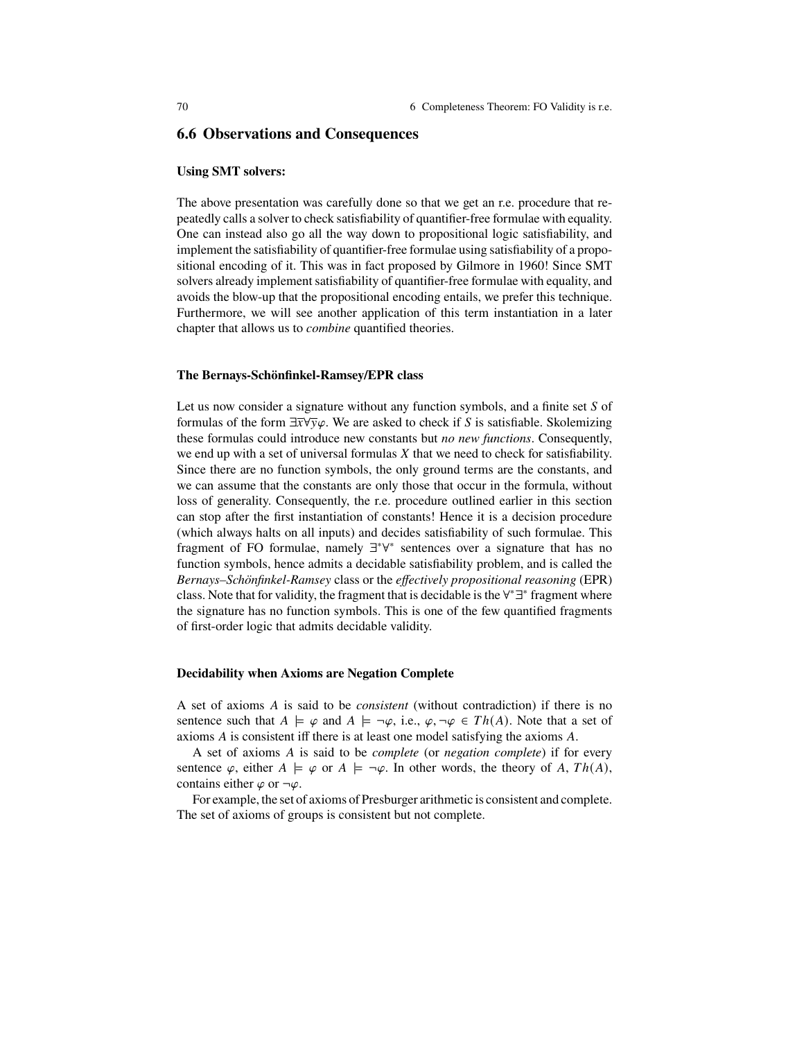## 6.6 Observations and Consequences

#### Using SMT solvers:

The above presentation was carefully done so that we get an r.e. procedure that repeatedly calls a solver to check satisfiability of quantifier-free formulae with equality. One can instead also go all the way down to propositional logic satisfiability, and implement the satisfiability of quantifier-free formulae using satisfiability of a propositional encoding of it. This was in fact proposed by Gilmore in 1960! Since SMT solvers already implement satisfiability of quantifier-free formulae with equality, and avoids the blow-up that the propositional encoding entails, we prefer this technique. Furthermore, we will see another application of this term instantiation in a later chapter that allows us to *combine* quantified theories.

#### The Bernays-Schönfinkel-Ramsey/EPR class

Let us now consider a signature without any function symbols, and a finite set $S$ of formulas of the form $\exists\overline{x}\forall\overline{y}\varphi$. We are asked to check if $S$ is satisfiable. Skolemizing these formulas could introduce new constants but *no new functions*. Consequently, we end up with a set of universal formulas $X$ that we need to check for satisfiability. Since there are no function symbols, the only ground terms are the constants, and we can assume that the constants are only those that occur in the formula, without loss of generality. Consequently, the r.e. procedure outlined earlier in this section can stop after the first instantiation of constants! Hence it is a decision procedure (which always halts on all inputs) and decides satisfiability of such formulae. This fragment of FO formulae, namely $\exists^*\forall^*$ sentences over a signature that has no function symbols, hence admits a decidable satisfiability problem, and is called the *Bernays–Schönfinkel-Ramsey* class or the *effectively propositional reasoning* (EPR) class. Note that for validity, the fragment that is decidable is the $\forall^*\exists^*$ fragment where the signature has no function symbols. This is one of the few quantified fragments of first-order logic that admits decidable validity.

#### Decidability when Axioms are Negation Complete

A set of axioms $A$ is said to be *consistent* (without contradiction) if there is no sentence such that $A \models \varphi$ and $A \models \neg\varphi$, i.e., $\varphi, \neg\varphi \in Th(A)$. Note that a set of axioms $A$ is consistent iff there is at least one model satisfying the axioms $A$.

A set of axioms $A$ is said to be *complete* (or *negation complete*) if for every sentence $\varphi$, either $A \models \varphi$ or $A \models \neg\varphi$. In other words, the theory of $A$, $Th(A)$, contains either $\varphi$ or $\neg\varphi$.

For example, the set of axioms of Presburger arithmetic is consistent and complete. The set of axioms of groups is consistent but not complete.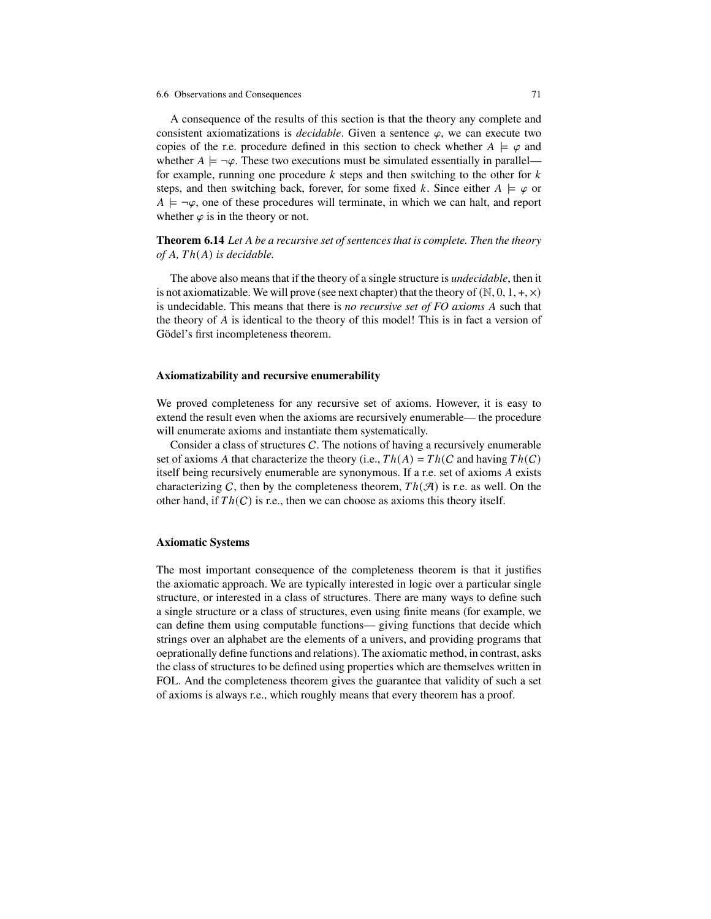A consequence of the results of this section is that the theory any complete and consistent axiomatizations is *decidable*. Given a sentence $\varphi$, we can execute two copies of the r.e. procedure defined in this section to check whether $A \models \varphi$ and whether $A \models \neg\varphi$. These two executions must be simulated essentially in parallel— for example, running one procedure $k$ steps and then switching to the other for $k$ steps, and then switching back, forever, for some fixed $k$. Since either $A \models \varphi$ or $A \models \neg\varphi$, one of these procedures will terminate, in which we can halt, and report whether $\varphi$ is in the theory or not.

**Theorem 6.14** *Let $A$ be a recursive set of sentences that is complete. Then the theory of $A$, $Th(A)$ is decidable.*

The above also means that if the theory of a single structure is *undecidable*, then it is not axiomatizable. We will prove (see next chapter) that the theory of $(\mathbb{N}, 0, 1, +, \times)$ is undecidable. This means that there is *no recursive set of FO axioms $A$* such that the theory of $A$ is identical to the theory of this model! This is in fact a version of Gödel's first incompleteness theorem.

#### Axiomatizability and recursive enumerability

We proved completeness for any recursive set of axioms. However, it is easy to extend the result even when the axioms are recursively enumerable— the procedure will enumerate axioms and instantiate them systematically.

Consider a class of structures $C$. The notions of having a recursively enumerable set of axioms $A$ that characterize the theory (i.e., $Th(A) = Th(C$ and having $Th(C)$ itself being recursively enumerable are synonymous. If a r.e. set of axioms $A$ exists characterizing $C$, then by the completeness theorem, $Th(\mathcal{A})$ is r.e. as well. On the other hand, if $Th(C)$ is r.e., then we can choose as axioms this theory itself.

#### Axiomatic Systems

The most important consequence of the completeness theorem is that it justifies the axiomatic approach. We are typically interested in logic over a particular single structure, or interested in a class of structures. There are many ways to define such a single structure or a class of structures, even using finite means (for example, we can define them using computable functions— giving functions that decide which strings over an alphabet are the elements of a univers, and providing programs that oeprationally define functions and relations). The axiomatic method, in contrast, asks the class of structures to be defined using properties which are themselves written in FOL. And the completeness theorem gives the guarantee that validity of such a set of axioms is always r.e., which roughly means that every theorem has a proof.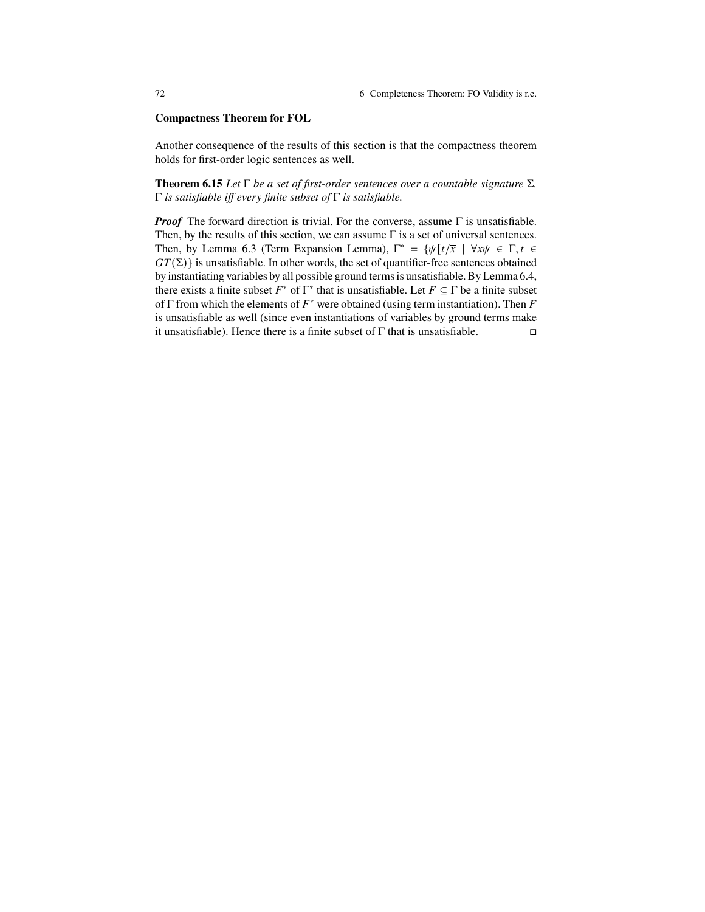### Compactness Theorem for FOL

Another consequence of the results of this section is that the compactness theorem holds for first-order logic sentences as well.

**Theorem 6.15** *Let $\Gamma$ be a set of first-order sentences over a countable signature $\Sigma$. $\Gamma$ is satisfiable iff every finite subset of $\Gamma$ is satisfiable.*

***Proof*** The forward direction is trivial. For the converse, assume $\Gamma$ is unsatisfiable. Then, by the results of this section, we can assume $\Gamma$ is a set of universal sentences. Then, by Lemma 6.3 (Term Expansion Lemma), $\Gamma^* = \{\psi[\bar{t}/\bar{x} \mid \forall x \psi \in \Gamma, t \in GT(\Sigma)\}$ is unsatisfiable. In other words, the set of quantifier-free sentences obtained by instantiating variables by all possible ground terms is unsatisfiable. By Lemma 6.4, there exists a finite subset $F^*$ of $\Gamma^*$ that is unsatisfiable. Let $F \subseteq \Gamma$ be a finite subset of $\Gamma$ from which the elements of $F^*$ were obtained (using term instantiation). Then $F$ is unsatisfiable as well (since even instantiations of variables by ground terms make it unsatisfiable). Hence there is a finite subset of $\Gamma$ that is unsatisfiable. $\square$